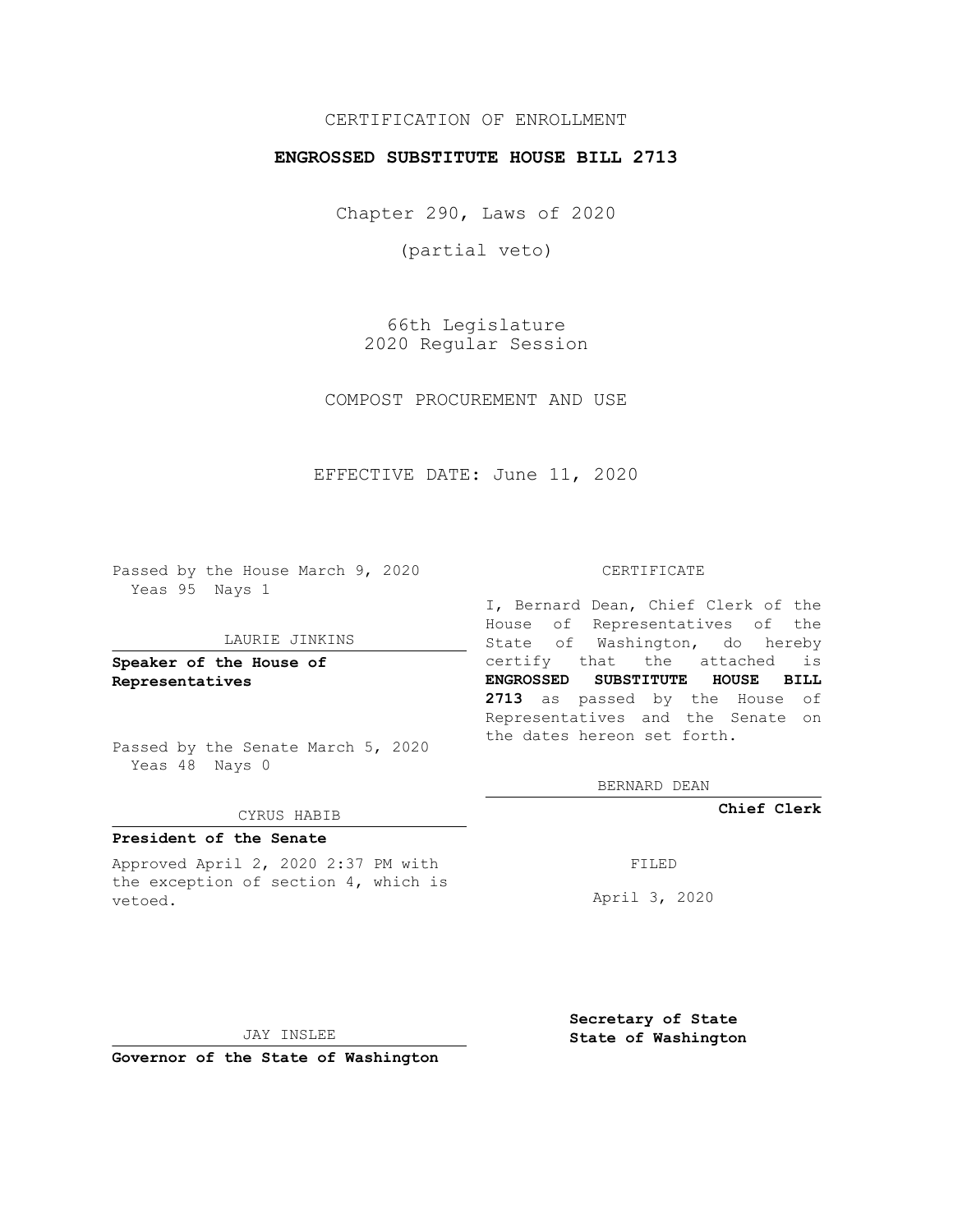CERTIFICATION OF ENROLLMENT

**ENGROSSED SUBSTITUTE HOUSE BILL 2713**

Chapter 290, Laws of 2020

(partial veto)

66th Legislature
2020 Regular Session

COMPOST PROCUREMENT AND USE

EFFECTIVE DATE: June 11, 2020

Passed by the House March 9, 2020
Yeas 95 Nays 1

LAURIE JINKINS

**Speaker of the House of Representatives**

Passed by the Senate March 5, 2020
Yeas 48 Nays 0

CYRUS HABIB

**President of the Senate**

Approved April 2, 2020 2:37 PM with the exception of section 4, which is vetoed.

JAY INSLEE

**Governor of the State of Washington**

CERTIFICATE

I, Bernard Dean, Chief Clerk of the House of Representatives of the State of Washington, do hereby certify that the attached is **ENGROSSED SUBSTITUTE HOUSE BILL 2713** as passed by the House of Representatives and the Senate on the dates hereon set forth.

BERNARD DEAN

**Chief Clerk**

FILED

April 3, 2020

**Secretary of State**
**State of Washington**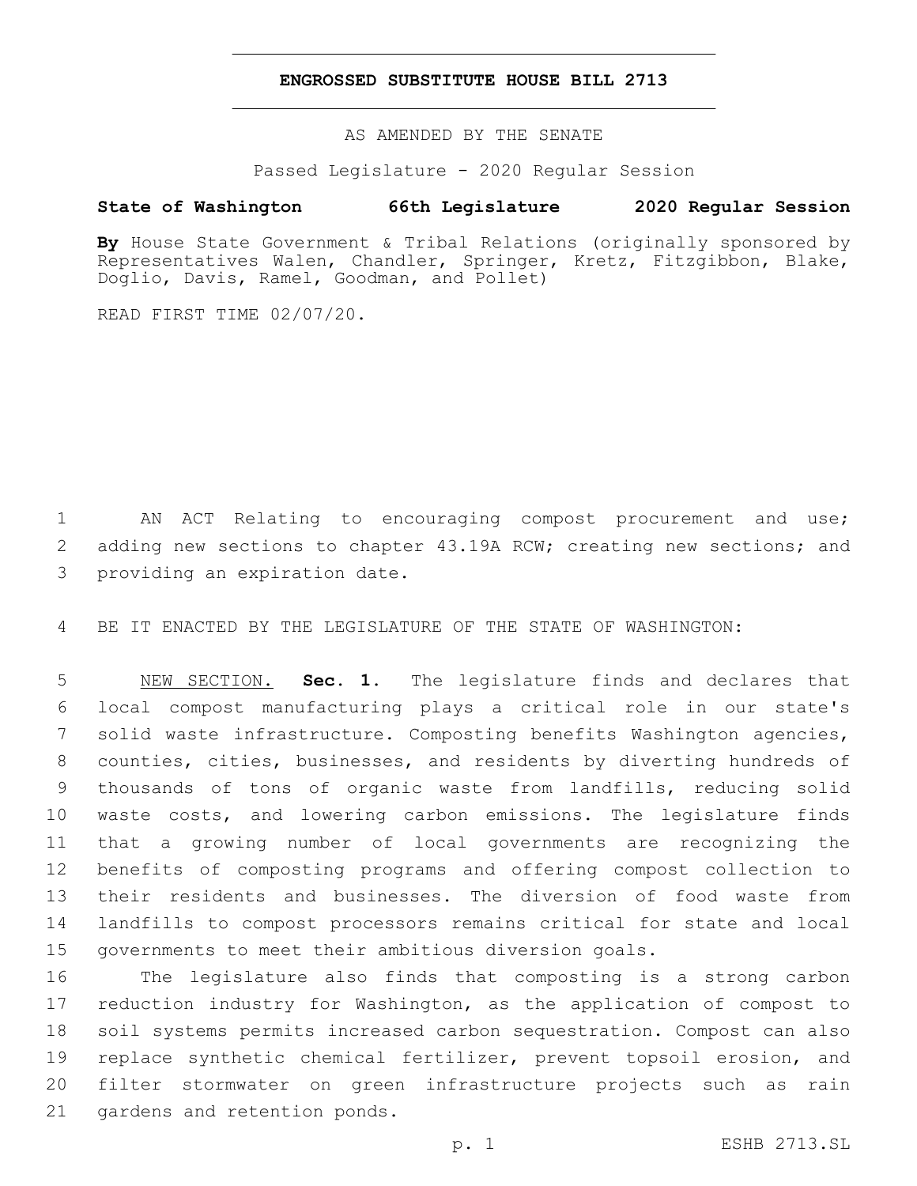# ENGROSSED SUBSTITUTE HOUSE BILL 2713

AS AMENDED BY THE SENATE

Passed Legislature - 2020 Regular Session

**State of Washington 66th Legislature 2020 Regular Session**

**By** House State Government & Tribal Relations (originally sponsored by Representatives Walen, Chandler, Springer, Kretz, Fitzgibbon, Blake, Doglio, Davis, Ramel, Goodman, and Pollet)

READ FIRST TIME 02/07/20.

AN ACT Relating to encouraging compost procurement and use; adding new sections to chapter 43.19A RCW; creating new sections; and providing an expiration date.

BE IT ENACTED BY THE LEGISLATURE OF THE STATE OF WASHINGTON:

NEW SECTION. **Sec. 1.** The legislature finds and declares that local compost manufacturing plays a critical role in our state's solid waste infrastructure. Composting benefits Washington agencies, counties, cities, businesses, and residents by diverting hundreds of thousands of tons of organic waste from landfills, reducing solid waste costs, and lowering carbon emissions. The legislature finds that a growing number of local governments are recognizing the benefits of composting programs and offering compost collection to their residents and businesses. The diversion of food waste from landfills to compost processors remains critical for state and local governments to meet their ambitious diversion goals.

The legislature also finds that composting is a strong carbon reduction industry for Washington, as the application of compost to soil systems permits increased carbon sequestration. Compost can also replace synthetic chemical fertilizer, prevent topsoil erosion, and filter stormwater on green infrastructure projects such as rain gardens and retention ponds.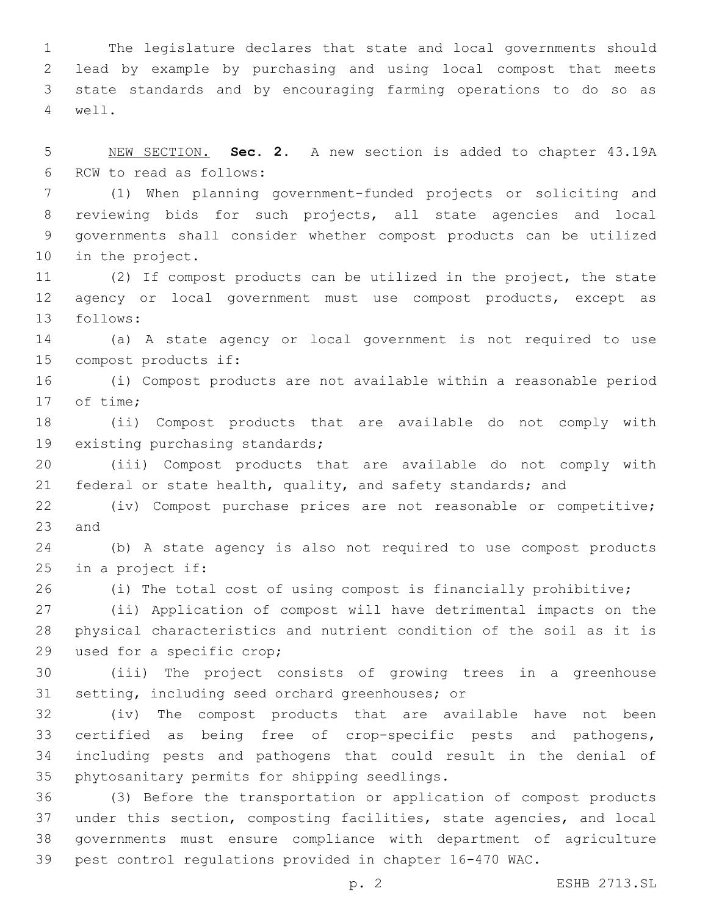The legislature declares that state and local governments should lead by example by purchasing and using local compost that meets state standards and by encouraging farming operations to do so as well.

NEW SECTION. **Sec. 2.** A new section is added to chapter 43.19A RCW to read as follows:

(1) When planning government-funded projects or soliciting and reviewing bids for such projects, all state agencies and local governments shall consider whether compost products can be utilized in the project.

(2) If compost products can be utilized in the project, the state agency or local government must use compost products, except as follows:

(a) A state agency or local government is not required to use compost products if:

(i) Compost products are not available within a reasonable period of time;

(ii) Compost products that are available do not comply with existing purchasing standards;

(iii) Compost products that are available do not comply with federal or state health, quality, and safety standards; and

(iv) Compost purchase prices are not reasonable or competitive; and

(b) A state agency is also not required to use compost products in a project if:

(i) The total cost of using compost is financially prohibitive;

(ii) Application of compost will have detrimental impacts on the physical characteristics and nutrient condition of the soil as it is used for a specific crop;

(iii) The project consists of growing trees in a greenhouse setting, including seed orchard greenhouses; or

(iv) The compost products that are available have not been certified as being free of crop-specific pests and pathogens, including pests and pathogens that could result in the denial of phytosanitary permits for shipping seedlings.

(3) Before the transportation or application of compost products under this section, composting facilities, state agencies, and local governments must ensure compliance with department of agriculture pest control regulations provided in chapter 16-470 WAC.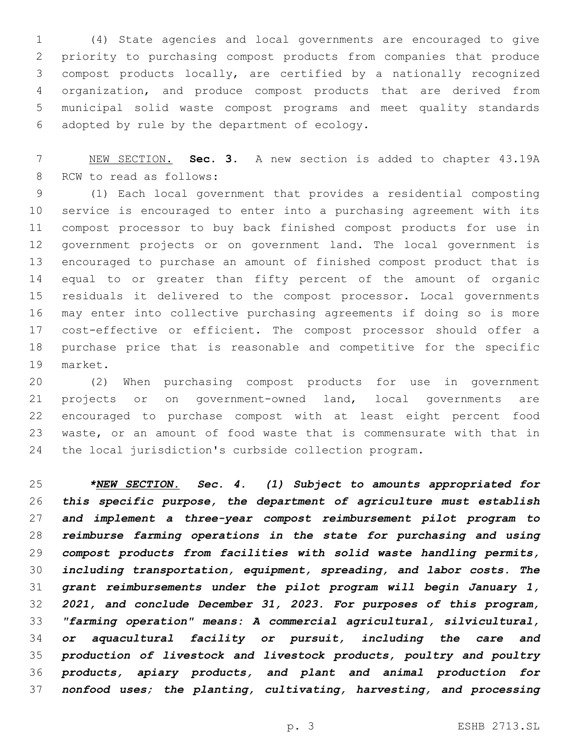(4) State agencies and local governments are encouraged to give priority to purchasing compost products from companies that produce compost products locally, are certified by a nationally recognized organization, and produce compost products that are derived from municipal solid waste compost programs and meet quality standards adopted by rule by the department of ecology.

<u>NEW SECTION.</u> **Sec. 3.** A new section is added to chapter 43.19A RCW to read as follows:

(1) Each local government that provides a residential composting service is encouraged to enter into a purchasing agreement with its compost processor to buy back finished compost products for use in government projects or on government land. The local government is encouraged to purchase an amount of finished compost product that is equal to or greater than fifty percent of the amount of organic residuals it delivered to the compost processor. Local governments may enter into collective purchasing agreements if doing so is more cost-effective or efficient. The compost processor should offer a purchase price that is reasonable and competitive for the specific market.

(2) When purchasing compost products for use in government projects or on government-owned land, local governments are encouraged to purchase compost with at least eight percent food waste, or an amount of food waste that is commensurate with that in the local jurisdiction's curbside collection program.

***<u>NEW SECTION.</u> Sec. 4. (1) Subject to amounts appropriated for this specific purpose, the department of agriculture must establish and implement a three-year compost reimbursement pilot program to reimburse farming operations in the state for purchasing and using compost products from facilities with solid waste handling permits, including transportation, equipment, spreading, and labor costs. The grant reimbursements under the pilot program will begin January 1, 2021, and conclude December 31, 2023. For purposes of this program, "farming operation" means: A commercial agricultural, silvicultural, or aquacultural facility or pursuit, including the care and production of livestock and livestock products, poultry and poultry products, apiary products, and plant and animal production for nonfood uses; the planting, cultivating, harvesting, and processing***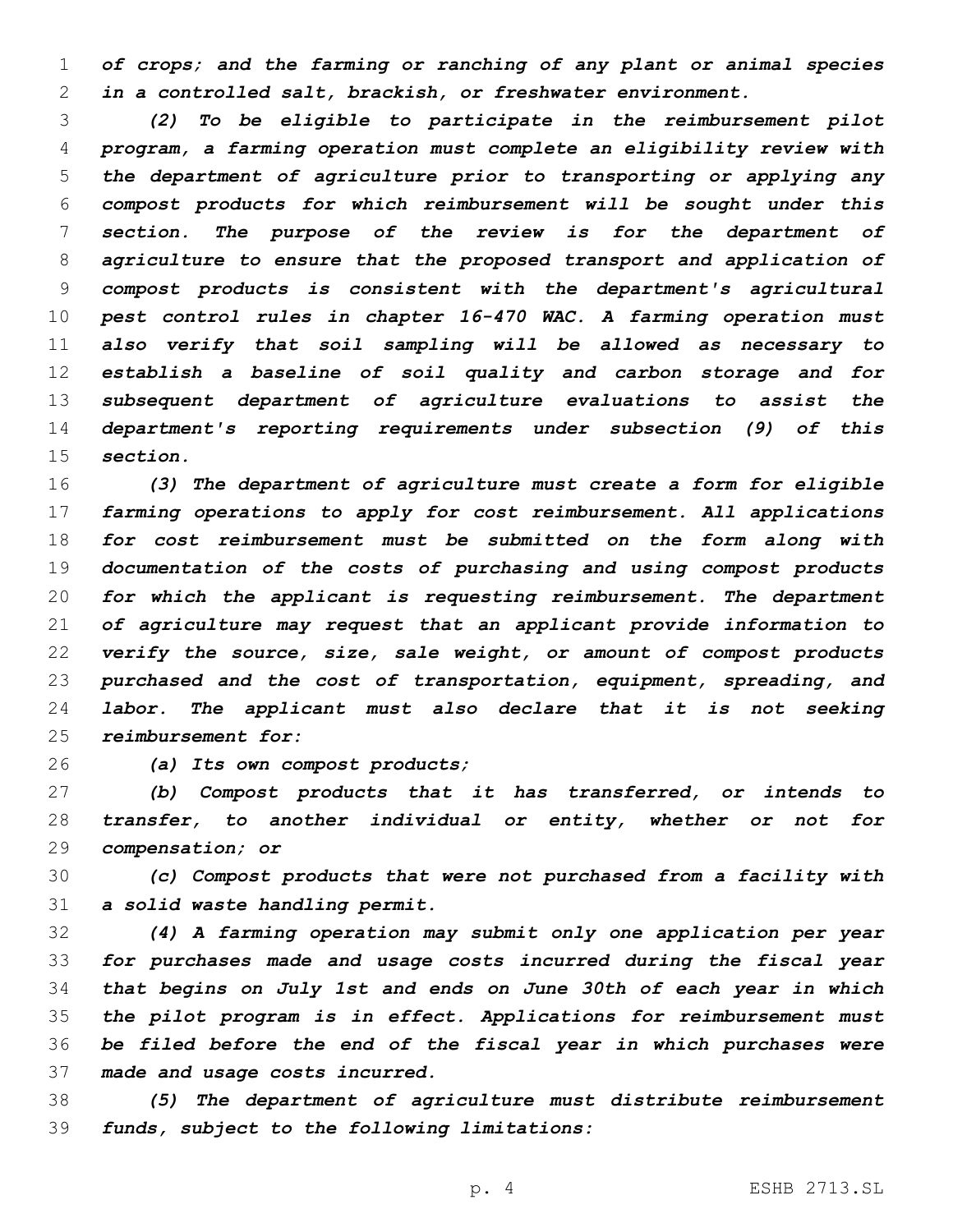*of crops; and the farming or ranching of any plant or animal species in a controlled salt, brackish, or freshwater environment.*

*(2) To be eligible to participate in the reimbursement pilot program, a farming operation must complete an eligibility review with the department of agriculture prior to transporting or applying any compost products for which reimbursement will be sought under this section. The purpose of the review is for the department of agriculture to ensure that the proposed transport and application of compost products is consistent with the department's agricultural pest control rules in chapter 16-470 WAC. A farming operation must also verify that soil sampling will be allowed as necessary to establish a baseline of soil quality and carbon storage and for subsequent department of agriculture evaluations to assist the department's reporting requirements under subsection (9) of this section.*

*(3) The department of agriculture must create a form for eligible farming operations to apply for cost reimbursement. All applications for cost reimbursement must be submitted on the form along with documentation of the costs of purchasing and using compost products for which the applicant is requesting reimbursement. The department of agriculture may request that an applicant provide information to verify the source, size, sale weight, or amount of compost products purchased and the cost of transportation, equipment, spreading, and labor. The applicant must also declare that it is not seeking reimbursement for:*

*(a) Its own compost products;*

*(b) Compost products that it has transferred, or intends to transfer, to another individual or entity, whether or not for compensation; or*

*(c) Compost products that were not purchased from a facility with a solid waste handling permit.*

*(4) A farming operation may submit only one application per year for purchases made and usage costs incurred during the fiscal year that begins on July 1st and ends on June 30th of each year in which the pilot program is in effect. Applications for reimbursement must be filed before the end of the fiscal year in which purchases were made and usage costs incurred.*

*(5) The department of agriculture must distribute reimbursement funds, subject to the following limitations:*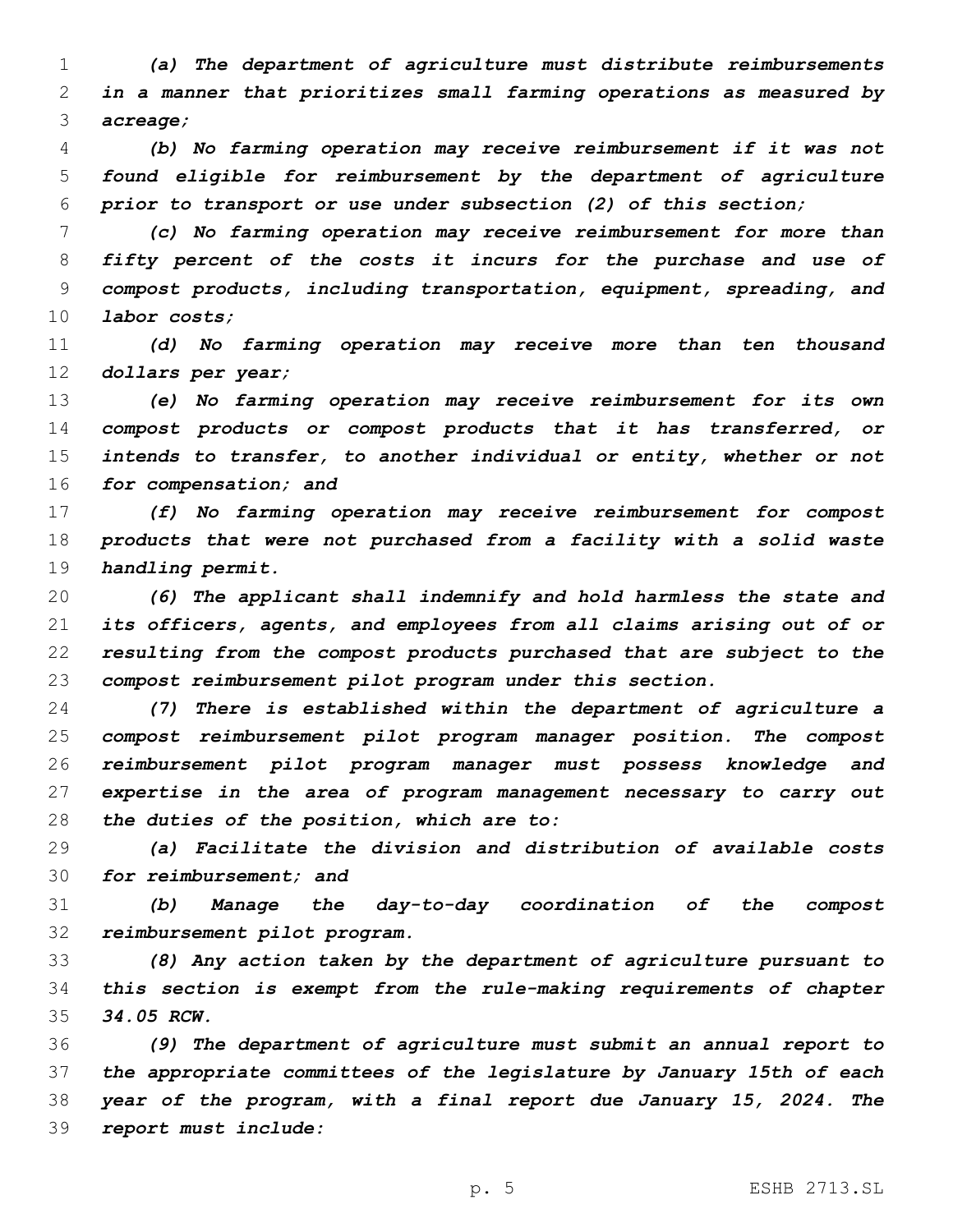*(a) The department of agriculture must distribute reimbursements in a manner that prioritizes small farming operations as measured by acreage;*

*(b) No farming operation may receive reimbursement if it was not found eligible for reimbursement by the department of agriculture prior to transport or use under subsection (2) of this section;*

*(c) No farming operation may receive reimbursement for more than fifty percent of the costs it incurs for the purchase and use of compost products, including transportation, equipment, spreading, and labor costs;*

*(d) No farming operation may receive more than ten thousand dollars per year;*

*(e) No farming operation may receive reimbursement for its own compost products or compost products that it has transferred, or intends to transfer, to another individual or entity, whether or not for compensation; and*

*(f) No farming operation may receive reimbursement for compost products that were not purchased from a facility with a solid waste handling permit.*

*(6) The applicant shall indemnify and hold harmless the state and its officers, agents, and employees from all claims arising out of or resulting from the compost products purchased that are subject to the compost reimbursement pilot program under this section.*

*(7) There is established within the department of agriculture a compost reimbursement pilot program manager position. The compost reimbursement pilot program manager must possess knowledge and expertise in the area of program management necessary to carry out the duties of the position, which are to:*

*(a) Facilitate the division and distribution of available costs for reimbursement; and*

*(b) Manage the day-to-day coordination of the compost reimbursement pilot program.*

*(8) Any action taken by the department of agriculture pursuant to this section is exempt from the rule-making requirements of chapter 34.05 RCW.*

*(9) The department of agriculture must submit an annual report to the appropriate committees of the legislature by January 15th of each year of the program, with a final report due January 15, 2024. The report must include:*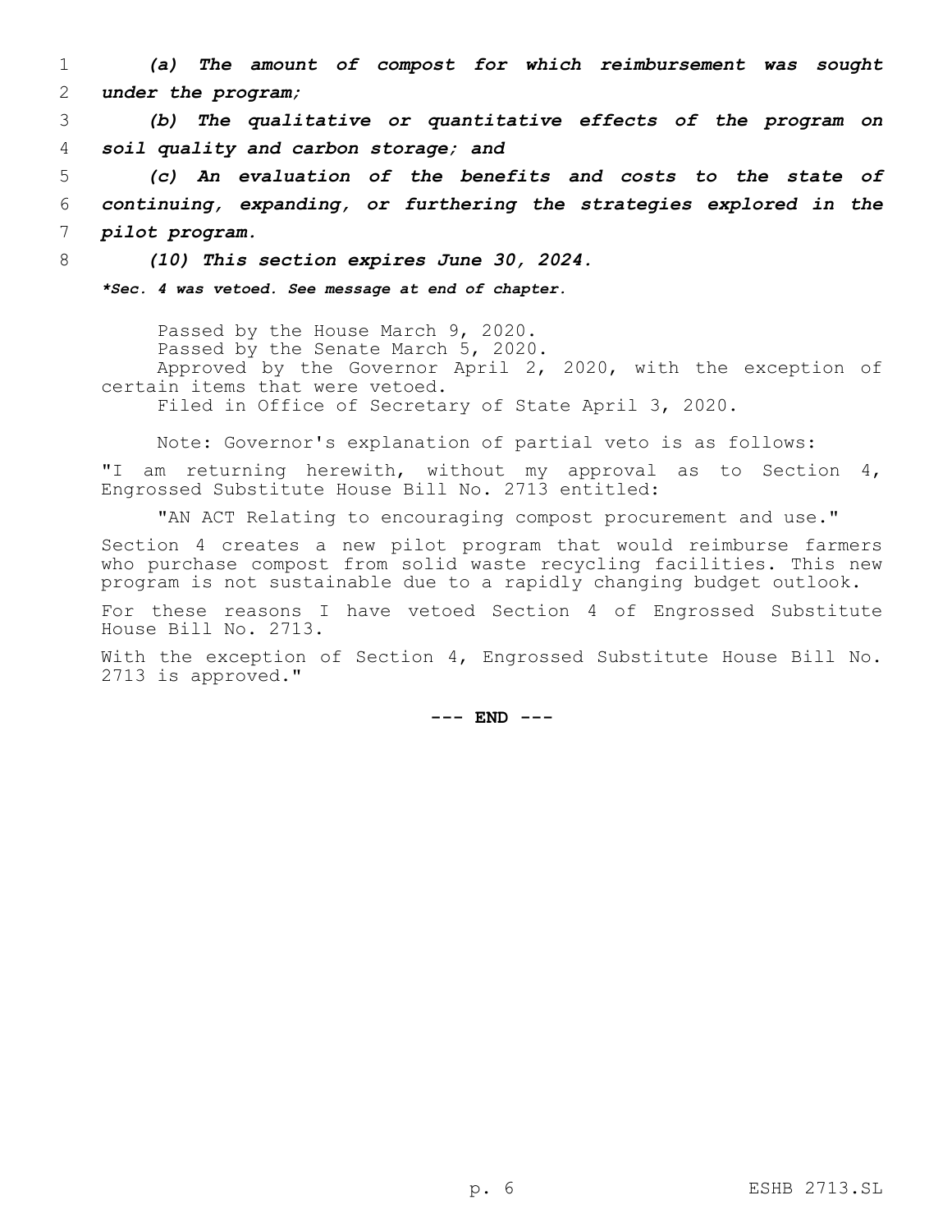*(a) The amount of compost for which reimbursement was sought under the program;*

*(b) The qualitative or quantitative effects of the program on soil quality and carbon storage; and*

*(c) An evaluation of the benefits and costs to the state of continuing, expanding, or furthering the strategies explored in the pilot program.*

*(10) This section expires June 30, 2024.*

***Sec. 4 was vetoed. See message at end of chapter.***

Passed by the House March 9, 2020.
Passed by the Senate March 5, 2020.
Approved by the Governor April 2, 2020, with the exception of certain items that were vetoed.
Filed in Office of Secretary of State April 3, 2020.

Note: Governor's explanation of partial veto is as follows:

"I am returning herewith, without my approval as to Section 4, Engrossed Substitute House Bill No. 2713 entitled:

"AN ACT Relating to encouraging compost procurement and use."

Section 4 creates a new pilot program that would reimburse farmers who purchase compost from solid waste recycling facilities. This new program is not sustainable due to a rapidly changing budget outlook.

For these reasons I have vetoed Section 4 of Engrossed Substitute House Bill No. 2713.

With the exception of Section 4, Engrossed Substitute House Bill No. 2713 is approved."

**--- END ---**